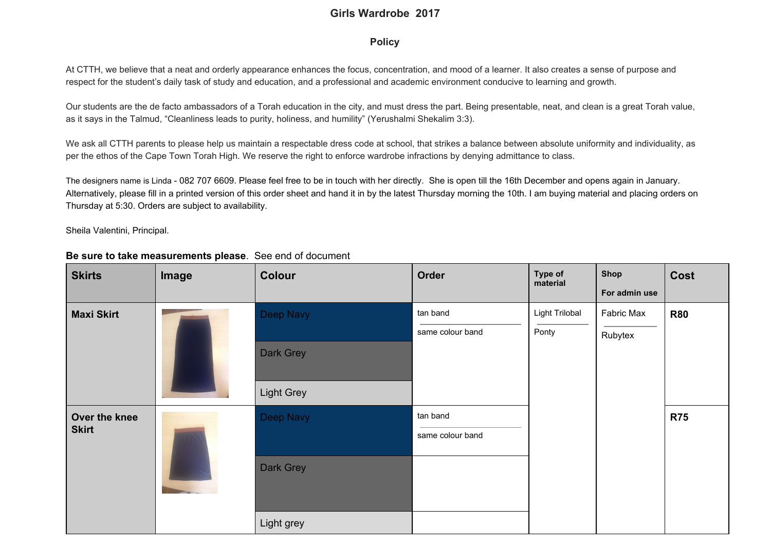# Girls Wardrobe 2017

## Policy

At CTTH, we believe that a neat and orderly appearance enhances the focus, concentration, and mood of a learner. It also creates a sense of purpose and respect for the student's daily task of study and education, and a professional and academic environment conducive to learning and growth.

Our students are the de facto ambassadors of a Torah education in the city, and must dress the part. Being presentable, neat, and clean is a great Torah value, as it says in the Talmud, "Cleanliness leads to purity, holiness, and humility" (Yerushalmi Shekalim 3:3).

We ask all CTTH parents to please help us maintain a respectable dress code at school, that strikes a balance between absolute uniformity and individuality, as per the ethos of the Cape Town Torah High. We reserve the right to enforce wardrobe infractions by denying admittance to class.

The designers name is Linda - 082 707 6609. Please feel free to be in touch with her directly. She is open till the 16th December and opens again in January. Alternatively, please fill in a printed version of this order sheet and hand it in by the latest Thursday morning the 10th. I am buying material and placing orders on Thursday at 5:30. Orders are subject to availability.

Sheila Valentini, Principal.

**Be sure to take measurements please**. See end of document

| Skirts | Image | Colour | Order | Type of material | Shop For admin use | Cost |
|---|---|---|---|---|---|---|
| **Maxi Skirt** | | Deep Navy | tan band / same colour band | Light Trilobal / Ponty | Fabric Max / Rubytex | **R80** |
| | | Dark Grey | | | | |
| | | Light Grey | | | | |
| **Over the knee Skirt** | | Deep Navy | tan band / same colour band | | | **R75** |
| | | Dark Grey | | | | |
| | | Light grey | | | | |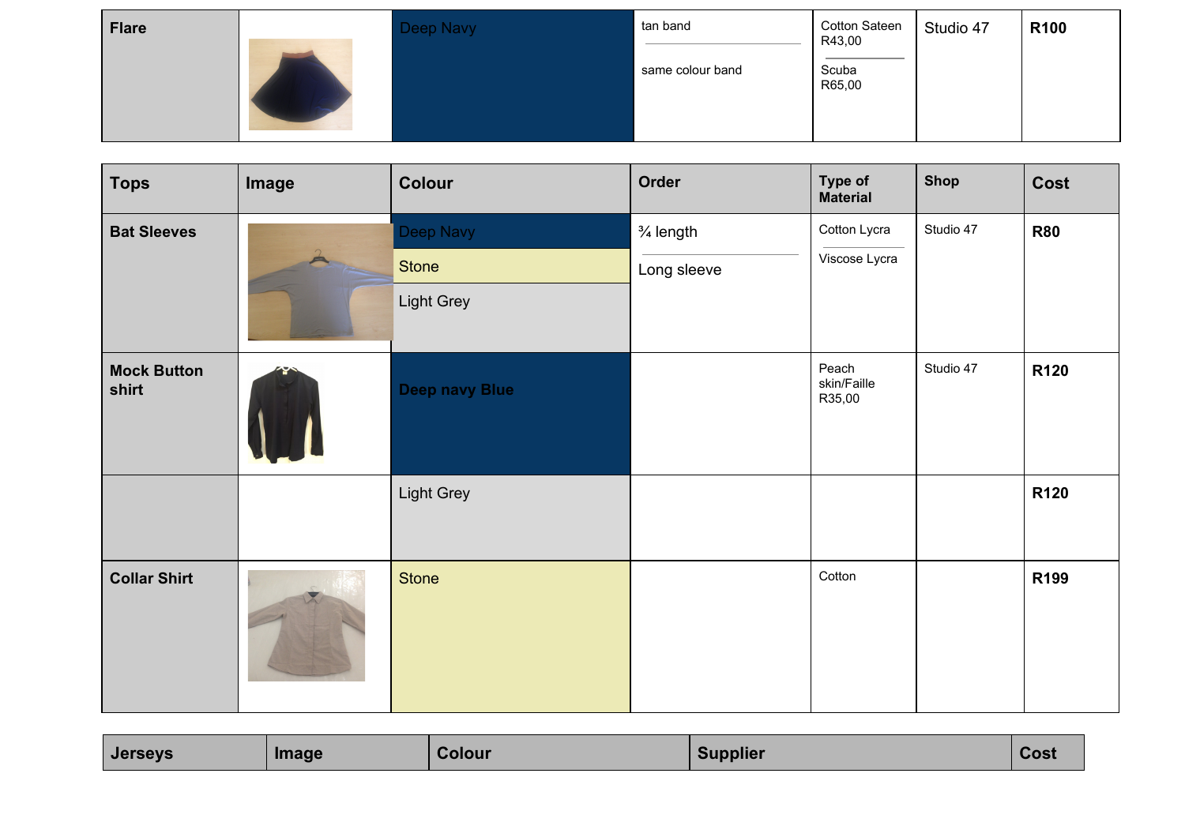| Flare | | Deep Navy | tan band<br><br>same colour band | Cotton Sateen R43,00<br><br>Scuba R65,00 | Studio 47 | R100 |
|---|---|---|---|---|---|---|

| Tops | Image | Colour | Order | Type of Material | Shop | Cost |
|---|---|---|---|---|---|---|
| **Bat Sleeves** | | Deep Navy<br>Stone<br>Light Grey | ¾ length<br><br>Long sleeve | Cotton Lycra<br><br>Viscose Lycra | Studio 47 | **R80** |
| **Mock Button shirt** | | **Deep navy Blue** | | Peach skin/Faille R35,00 | Studio 47 | **R120** |
| | | Light Grey | | | | **R120** |
| **Collar Shirt** | | Stone | | Cotton | | **R199** |

| Jerseys | Image | Colour | Supplier | Cost |
|---|---|---|---|---|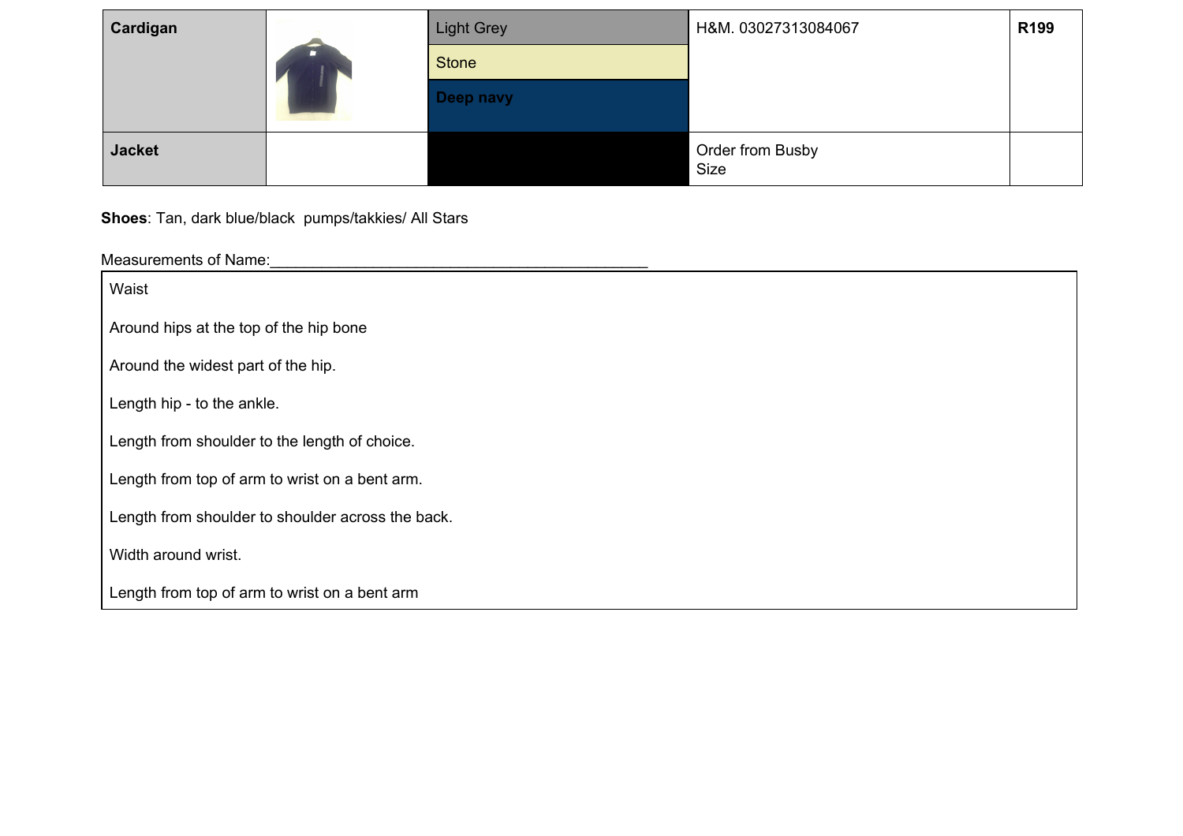| | | | | |
|---|---|---|---|---|
| **Cardigan** | | Light Grey<br>Stone<br>**Deep navy** | H&M. 03027313084067 | **R199** |
| **Jacket** | | | Order from Busby<br>Size | |

**Shoes**: Tan, dark blue/black pumps/takkies/ All Stars

Measurements of Name:_____________________________________________

| |
|---|
| Waist |
| Around hips at the top of the hip bone |
| Around the widest part of the hip. |
| Length hip - to the ankle. |
| Length from shoulder to the length of choice. |
| Length from top of arm to wrist on a bent arm. |
| Length from shoulder to shoulder across the back. |
| Width around wrist. |
| Length from top of arm to wrist on a bent arm |